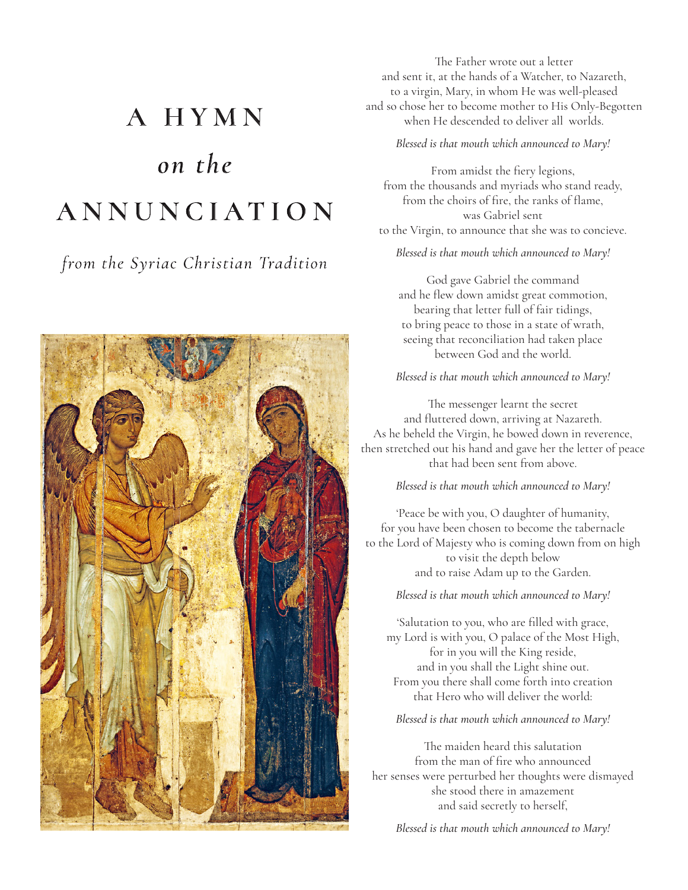# A HYMN *on the* ANNUNCIATION

*from the Syriac Christian Tradition*

The Father wrote out a letter
and sent it, at the hands of a Watcher, to Nazareth,
to a virgin, Mary, in whom He was well-pleased
and so chose her to become mother to His Only-Begotten
when He descended to deliver all worlds.

*Blessed is that mouth which announced to Mary!*

From amidst the fiery legions,
from the thousands and myriads who stand ready,
from the choirs of fire, the ranks of flame,
was Gabriel sent
to the Virgin, to announce that she was to concieve.

*Blessed is that mouth which announced to Mary!*

God gave Gabriel the command
and he flew down amidst great commotion,
bearing that letter full of fair tidings,
to bring peace to those in a state of wrath,
seeing that reconciliation had taken place
between God and the world.

*Blessed is that mouth which announced to Mary!*

The messenger learnt the secret
and fluttered down, arriving at Nazareth.
As he beheld the Virgin, he bowed down in reverence,
then stretched out his hand and gave her the letter of peace
that had been sent from above.

*Blessed is that mouth which announced to Mary!*

'Peace be with you, O daughter of humanity,
for you have been chosen to become the tabernacle
to the Lord of Majesty who is coming down from on high
to visit the depth below
and to raise Adam up to the Garden.

*Blessed is that mouth which announced to Mary!*

'Salutation to you, who are filled with grace,
my Lord is with you, O palace of the Most High,
for in you will the King reside,
and in you shall the Light shine out.
From you there shall come forth into creation
that Hero who will deliver the world:

*Blessed is that mouth which announced to Mary!*

The maiden heard this salutation
from the man of fire who announced
her senses were perturbed her thoughts were dismayed
she stood there in amazement
and said secretly to herself,

*Blessed is that mouth which announced to Mary!*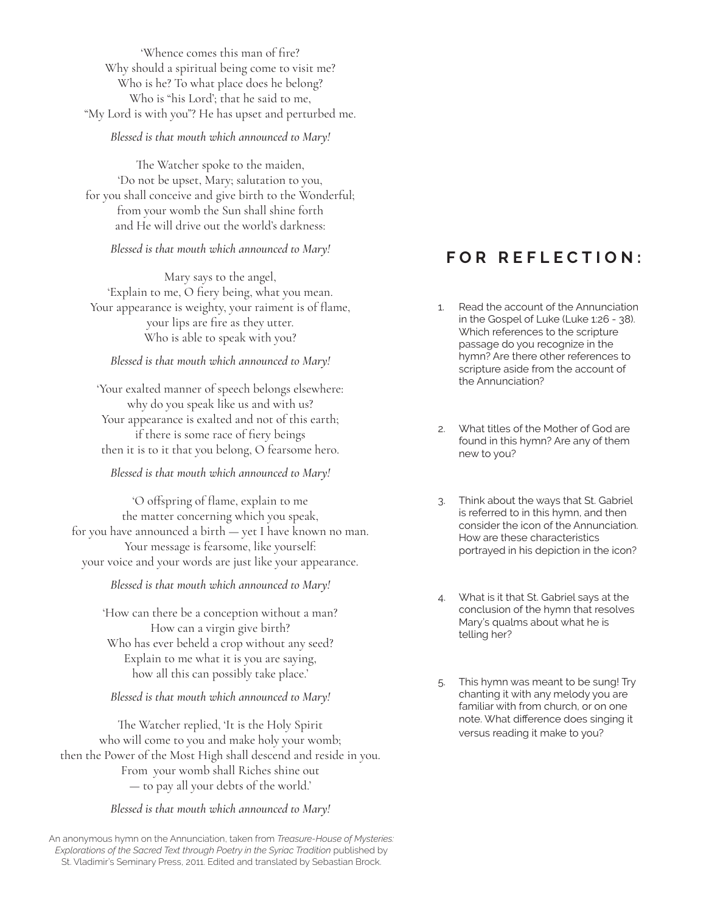'Whence comes this man of fire?
Why should a spiritual being come to visit me?
Who is he? To what place does he belong?
Who is "his Lord'; that he said to me,
"My Lord is with you"? He has upset and perturbed me.

*Blessed is that mouth which announced to Mary!*

The Watcher spoke to the maiden,
'Do not be upset, Mary; salutation to you,
for you shall conceive and give birth to the Wonderful;
from your womb the Sun shall shine forth
and He will drive out the world's darkness:

*Blessed is that mouth which announced to Mary!*

Mary says to the angel,
'Explain to me, O fiery being, what you mean.
Your appearance is weighty, your raiment is of flame,
your lips are fire as they utter.
Who is able to speak with you?

*Blessed is that mouth which announced to Mary!*

'Your exalted manner of speech belongs elsewhere:
why do you speak like us and with us?
Your appearance is exalted and not of this earth;
if there is some race of fiery beings
then it is to it that you belong, O fearsome hero.

*Blessed is that mouth which announced to Mary!*

'O offspring of flame, explain to me
the matter concerning which you speak,
for you have announced a birth — yet I have known no man.
Your message is fearsome, like yourself:
your voice and your words are just like your appearance.

*Blessed is that mouth which announced to Mary!*

'How can there be a conception without a man?
How can a virgin give birth?
Who has ever beheld a crop without any seed?
Explain to me what it is you are saying,
how all this can possibly take place.'

*Blessed is that mouth which announced to Mary!*

The Watcher replied, 'It is the Holy Spirit
who will come to you and make holy your womb;
then the Power of the Most High shall descend and reside in you.
From your womb shall Riches shine out
— to pay all your debts of the world.'

*Blessed is that mouth which announced to Mary!*

An anonymous hymn on the Annunciation, taken from *Treasure-House of Mysteries: Explorations of the Sacred Text through Poetry in the Syriac Tradition* published by St. Vladimir's Seminary Press, 2011. Edited and translated by Sebastian Brock.

## FOR REFLECTION:

1. Read the account of the Annunciation in the Gospel of Luke (Luke 1:26 - 38). Which references to the scripture passage do you recognize in the hymn? Are there other references to scripture aside from the account of the Annunciation?

2. What titles of the Mother of God are found in this hymn? Are any of them new to you?

3. Think about the ways that St. Gabriel is referred to in this hymn, and then consider the icon of the Annunciation. How are these characteristics portrayed in his depiction in the icon?

4. What is it that St. Gabriel says at the conclusion of the hymn that resolves Mary's qualms about what he is telling her?

5. This hymn was meant to be sung! Try chanting it with any melody you are familiar with from church, or on one note. What difference does singing it versus reading it make to you?